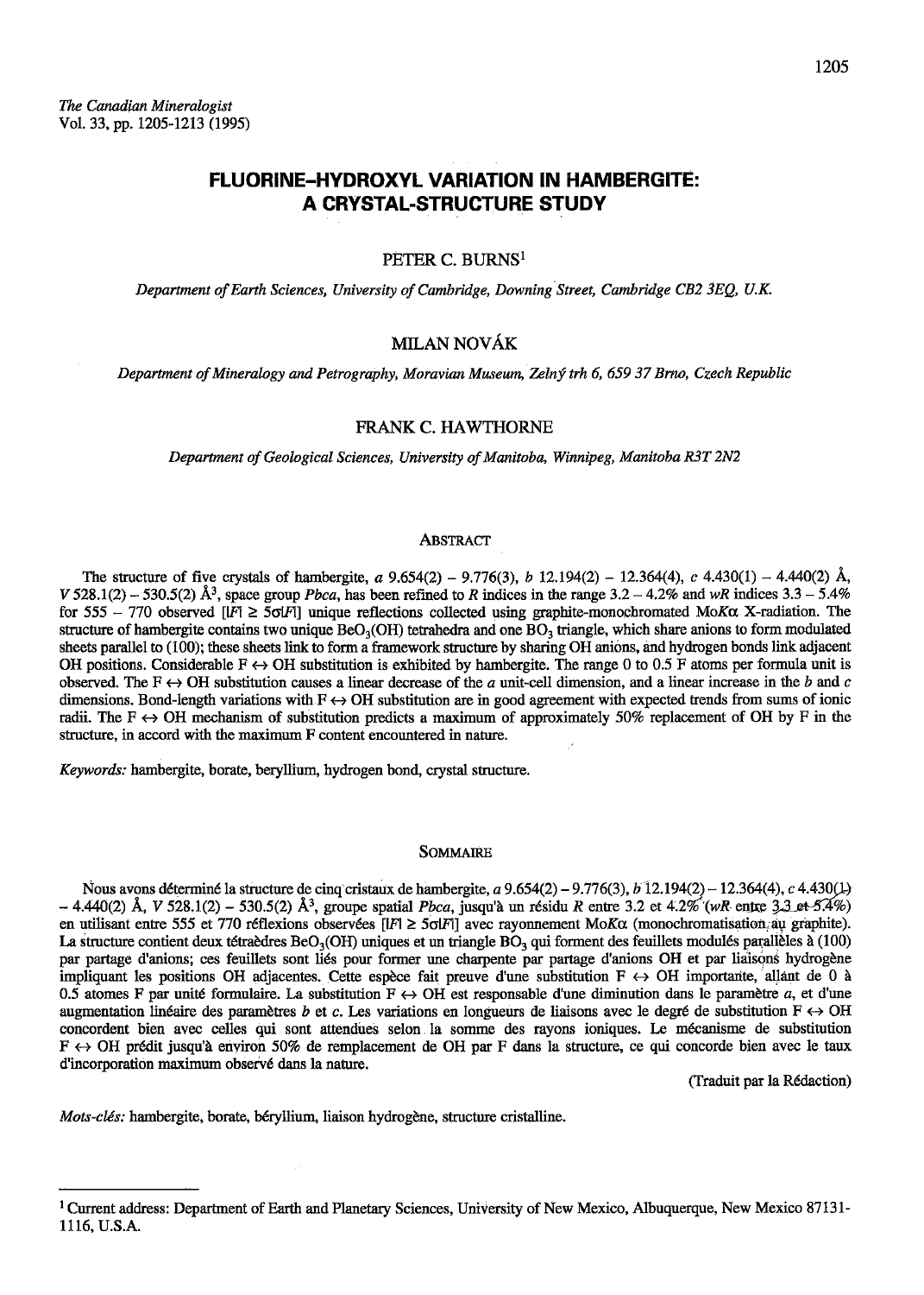*The Canadian Mineralogist*
Vol. 33, pp. 1205-1213 (1995)

# FLUORINE–HYDROXYL VARIATION IN HAMBERGITE: A CRYSTAL-STRUCTURE STUDY

PETER C. BURNS[1]

*Department of Earth Sciences, University of Cambridge, Downing Street, Cambridge CB2 3EQ, U.K.*

MILAN NOVÁK

*Department of Mineralogy and Petrography, Moravian Museum, Zelný trh 6, 659 37 Brno, Czech Republic*

FRANK C. HAWTHORNE

*Department of Geological Sciences, University of Manitoba, Winnipeg, Manitoba R3T 2N2*

## ABSTRACT

The structure of five crystals of hambergite, *a* 9.654(2) – 9.776(3), *b* 12.194(2) – 12.364(4), *c* 4.430(1) – 4.440(2) Å, *V* 528.1(2) – 530.5(2) Å$^3$, space group *Pbca*, has been refined to *R* indices in the range 3.2 – 4.2% and *wR* indices 3.3 – 5.4% for 555 – 770 observed [$|F| \geq 5\sigma|F|$] unique reflections collected using graphite-monochromated Mo*K*α X-radiation. The structure of hambergite contains two unique $BeO_3(OH)$ tetrahedra and one $BO_3$ triangle, which share anions to form modulated sheets parallel to (100); these sheets link to form a framework structure by sharing OH anions, and hydrogen bonds link adjacent OH positions. Considerable F ↔ OH substitution is exhibited by hambergite. The range 0 to 0.5 F atoms per formula unit is observed. The F ↔ OH substitution causes a linear decrease of the *a* unit-cell dimension, and a linear increase in the *b* and *c* dimensions. Bond-length variations with F ↔ OH substitution are in good agreement with expected trends from sums of ionic radii. The F ↔ OH mechanism of substitution predicts a maximum of approximately 50% replacement of OH by F in the structure, in accord with the maximum F content encountered in nature.

*Keywords:* hambergite, borate, beryllium, hydrogen bond, crystal structure.

## SOMMAIRE

Nous avons déterminé la structure de cinq cristaux de hambergite, *a* 9.654(2) – 9.776(3), *b* 12.194(2) – 12.364(4), *c* 4.430(1) – 4.440(2) Å, *V* 528.1(2) – 530.5(2) Å$^3$, groupe spatial *Pbca*, jusqu'à un résidu *R* entre 3.2 et 4.2% (*wR* entre 3.3 et 5.4%) en utilisant entre 555 et 770 réflexions observées [$|F| \geq 5\sigma|F|$] avec rayonnement Mo*K*α (monochromatisation au graphite). La structure contient deux tétraèdres $BeO_3(OH)$ uniques et un triangle $BO_3$ qui forment des feuillets modulés parallèles à (100) par partage d'anions; ces feuillets sont liés pour former une charpente par partage d'anions OH et par liaisons hydrogène impliquant les positions OH adjacentes. Cette espèce fait preuve d'une substitution F ↔ OH importante, allant de 0 à 0.5 atomes F par unité formulaire. La substitution F ↔ OH est responsable d'une diminution dans le paramètre *a*, et d'une augmentation linéaire des paramètres *b* et *c*. Les variations en longueurs de liaisons avec le degré de substitution F ↔ OH concordent bien avec celles qui sont attendues selon la somme des rayons ioniques. Le mécanisme de substitution F ↔ OH prédit jusqu'à environ 50% de remplacement de OH par F dans la structure, ce qui concorde bien avec le taux d'incorporation maximum observé dans la nature.

(Traduit par la Rédaction)

*Mots-clés:* hambergite, borate, béryllium, liaison hydrogène, structure cristalline.

---

[1] Current address: Department of Earth and Planetary Sciences, University of New Mexico, Albuquerque, New Mexico 87131-1116, U.S.A.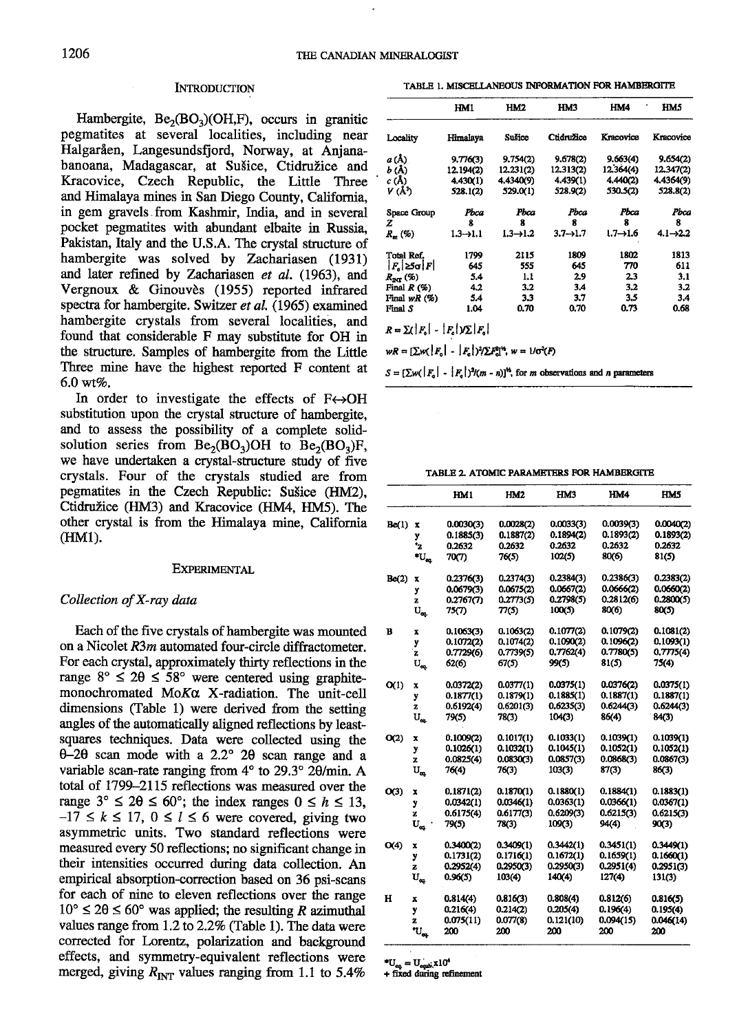## INTRODUCTION

Hambergite, $Be_2(BO_3)(OH,F)$, occurs in granitic pegmatites at several localities, including near Halgaråen, Langesundsfjord, Norway, at Anjanabanoana, Madagascar, at Sušice, Ctidružice and Kracovice, Czech Republic, the Little Three and Himalaya mines in San Diego County, California, in gem gravels from Kashmir, India, and in several pocket pegmatites with abundant elbaite in Russia, Pakistan, Italy and the U.S.A. The crystal structure of hambergite was solved by Zachariasen (1931) and later refined by Zachariasen *et al.* (1963), and Vergnoux & Ginouvès (1955) reported infrared spectra for hambergite. Switzer *et al.* (1965) examined hambergite crystals from several localities, and found that considerable F may substitute for OH in the structure. Samples of hambergite from the Little Three mine have the highest reported F content at 6.0 wt%.

In order to investigate the effects of F↔OH substitution upon the crystal structure of hambergite, and to assess the possibility of a complete solid-solution series from $Be_2(BO_3)OH$ to $Be_2(BO_3)F$, we have undertaken a crystal-structure study of five crystals. Four of the crystals studied are from pegmatites in the Czech Republic: Sušice (HM2), Ctidružice (HM3) and Kracovice (HM4, HM5). The other crystal is from the Himalaya mine, California (HM1).

## EXPERIMENTAL

### Collection of X-ray data

Each of the five crystals of hambergite was mounted on a Nicolet $R3m$ automated four-circle diffractometer. For each crystal, approximately thirty reflections in the range $8° \leq 2\theta \leq 58°$ were centered using graphite-monochromated Mo$K\alpha$ X-radiation. The unit-cell dimensions (Table 1) were derived from the setting angles of the automatically aligned reflections by least-squares techniques. Data were collected using the $\theta$–$2\theta$ scan mode with a 2.2° $2\theta$ scan range and a variable scan-rate ranging from 4° to 29.3° $2\theta$/min. A total of 1799–2115 reflections was measured over the range $3° \leq 2\theta \leq 60°$; the index ranges $0 \leq h \leq 13$, $-17 \leq k \leq 17$, $0 \leq l \leq 6$ were covered, giving two asymmetric units. Two standard reflections were measured every 50 reflections; no significant change in their intensities occurred during data collection. An empirical absorption-correction based on 36 psi-scans for each of nine to eleven reflections over the range $10° \leq 2\theta \leq 60°$ was applied; the resulting $R$ azimuthal values range from 1.2 to 2.2% (Table 1). The data were corrected for Lorentz, polarization and background effects, and symmetry-equivalent reflections were merged, giving $R_{INT}$ values ranging from 1.1 to 5.4%

TABLE 1. MISCELLANEOUS INFORMATION FOR HAMBERGITE

| | HM1 | HM2 | HM3 | HM4 | HM5 |
|---|---|---|---|---|---|
| Locality | Himalaya | Sušice | Ctidružice | Kracovice | Kracovice |
| $a$ (Å) | 9.776(3) | 9.754(2) | 9.678(2) | 9.663(4) | 9.654(2) |
| $b$ (Å) | 12.194(2) | 12.231(2) | 12.313(2) | 12.364(4) | 12.347(2) |
| $c$ (Å) | 4.430(1) | 4.4340(9) | 4.439(1) | 4.440(2) | 4.4364(9) |
| $V$ (Å$^3$) | 528.1(2) | 529.0(1) | 528.9(2) | 530.5(2) | 528.8(2) |
| Space Group | $Pbca$ | $Pbca$ | $Pbca$ | $Pbca$ | $Pbca$ |
| $Z$ | 8 | 8 | 8 | 8 | 8 |
| $R_{az}$ (%) | 1.3→1.1 | 1.3→1.2 | 3.7→1.7 | 1.7→1.6 | 4.1→2.2 |
| Total Ref. | 1799 | 2115 | 1809 | 1802 | 1813 |
| $\lvert F_o\rvert \geq 5\sigma\lvert F\rvert$ | 645 | 555 | 645 | 770 | 611 |
| $R_{INT}$ (%) | 5.4 | 1.1 | 2.9 | 2.3 | 3.1 |
| Final $R$ (%) | 4.2 | 3.2 | 3.4 | 3.2 | 3.2 |
| Final $wR$ (%) | 5.4 | 3.3 | 3.7 | 3.5 | 3.4 |
| Final $S$ | 1.04 | 0.70 | 0.70 | 0.73 | 0.68 |

$R = \Sigma(\lvert F_o\rvert - \lvert F_c\rvert)/\Sigma\lvert F_o\rvert$

$wR = [\Sigma w(\lvert F_o\rvert - \lvert F_c\rvert)^2/\Sigma F_o^2]^{1/2}$, $w = 1/\sigma^2(F)$

$S = [\Sigma w(\lvert F_o\rvert - \lvert F_c\rvert)^2/(m - n)]^{1/2}$, for $m$ observations and $n$ parameters

TABLE 2. ATOMIC PARAMETERS FOR HAMBERGITE

| | | HM1 | HM2 | HM3 | HM4 | HM5 |
|---|---|---|---|---|---|---|
| Be(1) | $x$ | 0.0030(3) | 0.0028(2) | 0.0033(3) | 0.0039(3) | 0.0040(2) |
| | $y$ | 0.1885(3) | 0.1887(2) | 0.1894(2) | 0.1893(2) | 0.1893(2) |
| | $^+z$ | 0.2632 | 0.2632 | 0.2632 | 0.2632 | 0.2632 |
| | $^*U_{eq}$ | 70(7) | 76(5) | 102(5) | 80(6) | 81(5) |
| Be(2) | $x$ | 0.2376(3) | 0.2374(3) | 0.2384(3) | 0.2386(3) | 0.2383(2) |
| | $y$ | 0.0679(3) | 0.0675(2) | 0.0667(2) | 0.0666(2) | 0.0660(2) |
| | $z$ | 0.2767(7) | 0.2773(5) | 0.2798(5) | 0.2812(6) | 0.2800(5) |
| | $U_{eq}$ | 75(7) | 77(5) | 100(5) | 80(6) | 80(5) |
| B | $x$ | 0.1063(3) | 0.1063(2) | 0.1077(2) | 0.1079(2) | 0.1081(2) |
| | $y$ | 0.1072(2) | 0.1074(2) | 0.1090(2) | 0.1096(2) | 0.1093(1) |
| | $z$ | 0.7729(6) | 0.7739(5) | 0.7762(4) | 0.7780(5) | 0.7775(4) |
| | $U_{eq}$ | 62(6) | 67(5) | 99(5) | 81(5) | 75(4) |
| O(1) | $x$ | 0.0372(2) | 0.0377(1) | 0.0375(1) | 0.0376(2) | 0.0375(1) |
| | $y$ | 0.1877(1) | 0.1879(1) | 0.1885(1) | 0.1887(1) | 0.1887(1) |
| | $z$ | 0.6192(4) | 0.6201(3) | 0.6235(3) | 0.6244(3) | 0.6244(3) |
| | $U_{eq}$ | 79(5) | 78(3) | 104(3) | 86(4) | 84(3) |
| O(2) | $x$ | 0.1009(2) | 0.1017(1) | 0.1033(1) | 0.1039(1) | 0.1039(1) |
| | $y$ | 0.1026(1) | 0.1032(1) | 0.1045(1) | 0.1052(1) | 0.1052(1) |
| | $z$ | 0.0825(4) | 0.0830(3) | 0.0857(3) | 0.0868(3) | 0.0867(3) |
| | $U_{eq}$ | 76(4) | 76(3) | 103(3) | 87(3) | 86(3) |
| O(3) | $x$ | 0.1871(2) | 0.1870(1) | 0.1880(1) | 0.1884(1) | 0.1883(1) |
| | $y$ | 0.0342(1) | 0.0346(1) | 0.0363(1) | 0.0366(1) | 0.0367(1) |
| | $z$ | 0.6175(4) | 0.6177(3) | 0.6209(3) | 0.6215(3) | 0.6215(3) |
| | $U_{eq}$ | 79(5) | 78(3) | 109(3) | 94(4) | 90(3) |
| O(4) | $x$ | 0.3400(2) | 0.3409(1) | 0.3442(1) | 0.3451(1) | 0.3449(1) |
| | $y$ | 0.1731(2) | 0.1716(1) | 0.1672(1) | 0.1659(1) | 0.1660(1) |
| | $z$ | 0.2952(4) | 0.2950(3) | 0.2950(3) | 0.2951(4) | 0.2951(3) |
| | $U_{eq}$ | 0.96(5) | 103(4) | 140(4) | 127(4) | 131(3) |
| H | $x$ | 0.814(4) | 0.816(3) | 0.808(4) | 0.812(6) | 0.816(5) |
| | $y$ | 0.216(4) | 0.214(2) | 0.205(4) | 0.196(4) | 0.195(4) |
| | $z$ | 0.075(11) | 0.077(8) | 0.121(10) | 0.094(15) | 0.046(14) |
| | $^+U_{eq}$ | 200 | 200 | 200 | 200 | 200 |

$^*U_{eq} = U_{equiv} \times 10^4$

$^+$ fixed during refinement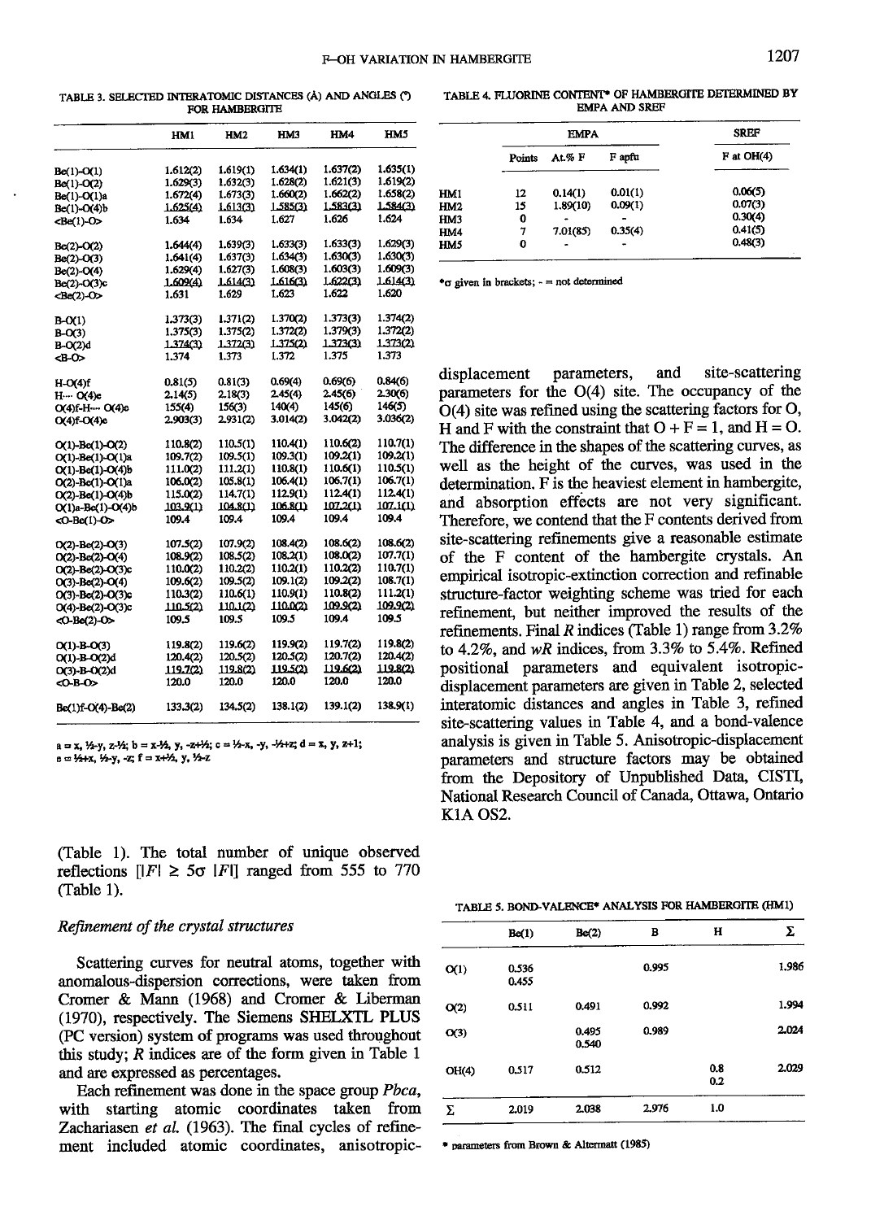TABLE 3. SELECTED INTERATOMIC DISTANCES (Å) AND ANGLES (°) FOR HAMBERGITE

| | HM1 | HM2 | HM3 | HM4 | HM5 |
|---|---|---|---|---|---|
| Be(1)-O(1) | 1.612(2) | 1.619(1) | 1.634(1) | 1.637(2) | 1.635(1) |
| Be(1)-O(2) | 1.629(3) | 1.632(3) | 1.628(2) | 1.621(3) | 1.619(2) |
| Be(1)-O(1)a | 1.672(4) | 1.673(3) | 1.660(2) | 1.662(2) | 1.658(2) |
| Be(1)-O(4)b | 1.625(4) | 1.613(3) | 1.585(3) | 1.583(3) | 1.584(3) |
| <Be(1)-O> | 1.634 | 1.634 | 1.627 | 1.626 | 1.624 |
| Be(2)-O(2) | 1.644(4) | 1.639(3) | 1.633(3) | 1.633(3) | 1.629(3) |
| Be(2)-O(3) | 1.641(4) | 1.637(3) | 1.634(3) | 1.630(3) | 1.630(3) |
| Be(2)-O(4) | 1.629(4) | 1.627(3) | 1.608(3) | 1.603(3) | 1.609(3) |
| Be(2)-O(3)c | 1.609(4) | 1.614(3) | 1.616(3) | 1.622(3) | 1.614(3) |
| <Be(2)-O> | 1.631 | 1.629 | 1.623 | 1.622 | 1.620 |
| B-O(1) | 1.373(3) | 1.371(2) | 1.370(2) | 1.373(3) | 1.374(2) |
| B-O(3) | 1.375(3) | 1.375(2) | 1.372(2) | 1.379(3) | 1.372(2) |
| B-O(2)d | 1.374(3) | 1.372(3) | 1.375(2) | 1.373(3) | 1.373(2) |
| <B-O> | 1.374 | 1.373 | 1.372 | 1.375 | 1.373 |
| H-O(4)f | 0.81(5) | 0.81(3) | 0.69(4) | 0.69(6) | 0.84(6) |
| H···O(4)e | 2.14(5) | 2.18(3) | 2.45(4) | 2.45(6) | 2.30(6) |
| O(4)f-H···O(4)e | 155(4) | 156(3) | 140(4) | 145(6) | 146(5) |
| O(4)f-O(4)e | 2.903(3) | 2.931(2) | 3.014(2) | 3.042(2) | 3.036(2) |
| O(1)-Be(1)-O(2) | 110.8(2) | 110.5(1) | 110.4(1) | 110.6(2) | 110.7(1) |
| O(1)-Be(1)-O(1)a | 109.7(2) | 109.5(1) | 109.3(1) | 109.2(1) | 109.2(1) |
| O(1)-Be(1)-O(4)b | 111.0(2) | 111.2(1) | 110.8(1) | 110.6(1) | 110.5(1) |
| O(2)-Be(1)-O(1)a | 106.0(2) | 105.8(1) | 106.4(1) | 106.7(1) | 106.7(1) |
| O(2)-Be(1)-O(4)b | 115.0(2) | 114.7(1) | 112.9(1) | 112.4(1) | 112.4(1) |
| O(1)a-Be(1)-O(4)b | 103.9(1) | 104.8(1) | 106.8(1) | 107.2(1) | 107.1(1) |
| <O-Be(1)-O> | 109.4 | 109.4 | 109.4 | 109.4 | 109.4 |
| O(2)-Be(2)-O(3) | 107.5(2) | 107.9(2) | 108.4(2) | 108.6(2) | 108.6(2) |
| O(2)-Be(2)-O(4) | 108.9(2) | 108.5(2) | 108.2(1) | 108.0(2) | 107.7(1) |
| O(2)-Be(2)-O(3)c | 110.0(2) | 110.2(2) | 110.2(1) | 110.2(2) | 110.7(1) |
| O(3)-Be(2)-O(4) | 109.6(2) | 109.5(2) | 109.1(2) | 109.2(2) | 108.7(1) |
| O(3)-Be(2)-O(3)c | 110.3(2) | 110.6(1) | 110.9(1) | 110.8(2) | 111.2(1) |
| O(4)-Be(2)-O(3)c | 110.5(2) | 110.1(2) | 110.0(2) | 109.9(2) | 109.9(2) |
| <O-Be(2)-O> | 109.5 | 109.5 | 109.5 | 109.4 | 109.5 |
| O(1)-B-O(3) | 119.8(2) | 119.6(2) | 119.9(2) | 119.7(2) | 119.8(2) |
| O(1)-B-O(2)d | 120.4(2) | 120.5(2) | 120.5(2) | 120.7(2) | 120.4(2) |
| O(3)-B-O(2)d | 119.7(2) | 119.8(2) | 119.5(2) | 119.6(2) | 119.8(2) |
| <O-B-O> | 120.0 | 120.0 | 120.0 | 120.0 | 120.0 |
| Be(1)f-O(4)-Be(2) | 133.3(2) | 134.5(2) | 138.1(2) | 139.1(2) | 138.9(1) |

a = x, ½-y, z-½; b = x-½, y, -z+½; c = ½-x, -y, -½+z; d = x, y, z+1; e = ½+x, ½-y, -z; f = x+½, y, ½-z

TABLE 4. FLUORINE CONTENT* OF HAMBERGITE DETERMINED BY EMPA AND SREF

| | EMPA | | | SREF |
|---|---|---|---|---|
| | Points | At.% F | F apfu | F at OH(4) |
| HM1 | 12 | 0.14(1) | 0.01(1) | 0.06(5) |
| HM2 | 15 | 1.89(10) | 0.09(1) | 0.07(3) |
| HM3 | 0 | - | - | 0.30(4) |
| HM4 | 7 | 7.01(85) | 0.35(4) | 0.41(5) |
| HM5 | 0 | - | - | 0.48(3) |

*σ given in brackets; - = not determined

(Table 1). The total number of unique observed reflections [$|F| \geq 5\sigma |F|$] ranged from 555 to 770 (Table 1).

### Refinement of the crystal structures

Scattering curves for neutral atoms, together with anomalous-dispersion corrections, were taken from Cromer & Mann (1968) and Cromer & Liberman (1970), respectively. The Siemens SHELXTL PLUS (PC version) system of programs was used throughout this study; *R* indices are of the form given in Table 1 and are expressed as percentages.

Each refinement was done in the space group *Pbca*, with starting atomic coordinates taken from Zachariasen *et al.* (1963). The final cycles of refinement included atomic coordinates, anisotropic-displacement parameters, and site-scattering parameters for the O(4) site. The occupancy of the O(4) site was refined using the scattering factors for O, H and F with the constraint that O + F = 1, and H = O. The difference in the shapes of the scattering curves, as well as the height of the curves, was used in the determination. F is the heaviest element in hambergite, and absorption effects are not very significant. Therefore, we contend that the F contents derived from site-scattering refinements give a reasonable estimate of the F content of the hambergite crystals. An empirical isotropic-extinction correction and refinable structure-factor weighting scheme was tried for each refinement, but neither improved the results of the refinements. Final *R* indices (Table 1) range from 3.2% to 4.2%, and *wR* indices, from 3.3% to 5.4%. Refined positional parameters and equivalent isotropic-displacement parameters are given in Table 2, selected interatomic distances and angles in Table 3, refined site-scattering values in Table 4, and a bond-valence analysis is given in Table 5. Anisotropic-displacement parameters and structure factors may be obtained from the Depository of Unpublished Data, CISTI, National Research Council of Canada, Ottawa, Ontario K1A OS2.

TABLE 5. BOND-VALENCE* ANALYSIS FOR HAMBERGITE (HM1)

| | Be(1) | Be(2) | B | H | Σ |
|---|---|---|---|---|---|
| O(1) | 0.536<br>0.455 | | 0.995 | | 1.986 |
| O(2) | 0.511 | 0.491 | 0.992 | | 1.994 |
| O(3) | | 0.495<br>0.540 | 0.989 | | 2.024 |
| OH(4) | 0.517 | 0.512 | | 0.8<br>0.2 | 2.029 |
| Σ | 2.019 | 2.038 | 2.976 | 1.0 | |

* parameters from Brown & Altermatt (1985)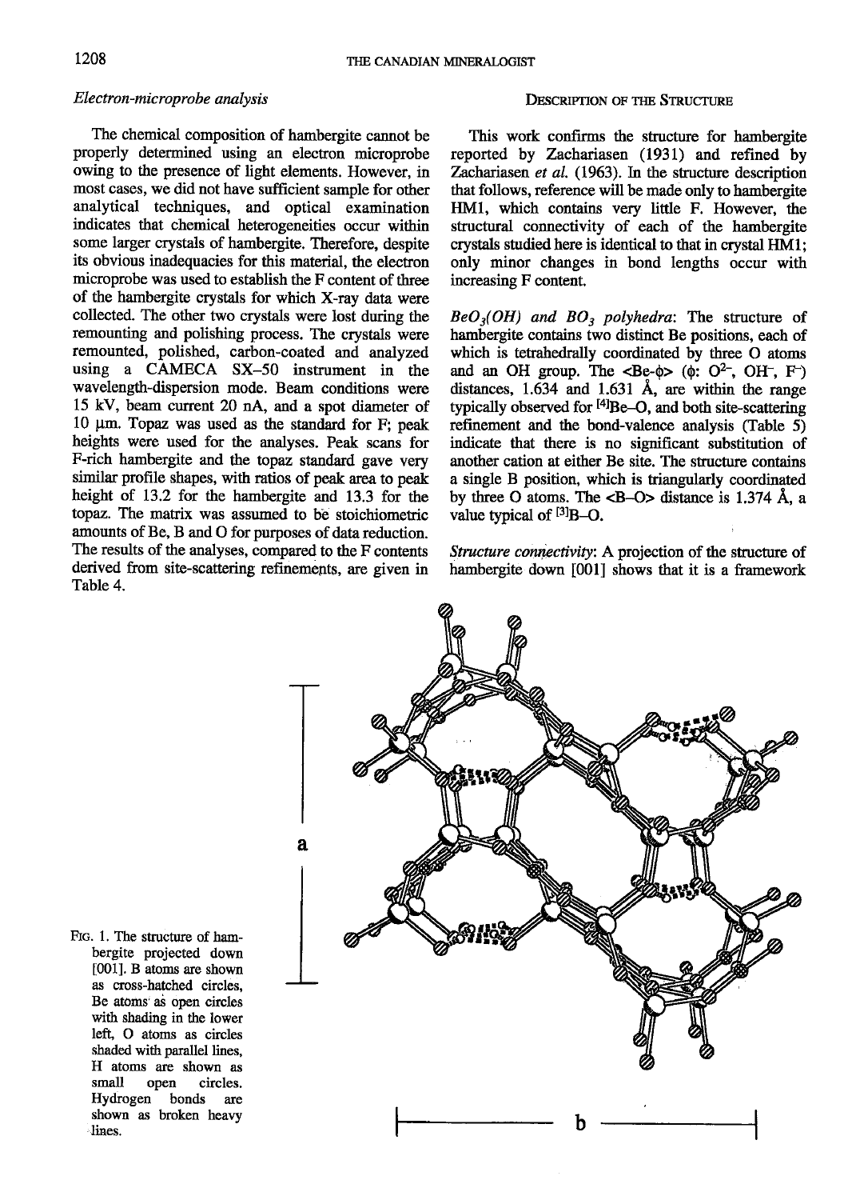### *Electron-microprobe analysis*

The chemical composition of hambergite cannot be properly determined using an electron microprobe owing to the presence of light elements. However, in most cases, we did not have sufficient sample for other analytical techniques, and optical examination indicates that chemical heterogeneities occur within some larger crystals of hambergite. Therefore, despite its obvious inadequacies for this material, the electron microprobe was used to establish the F content of three of the hambergite crystals for which X-ray data were collected. The other two crystals were lost during the remounting and polishing process. The crystals were remounted, polished, carbon-coated and analyzed using a CAMECA SX–50 instrument in the wavelength-dispersion mode. Beam conditions were 15 kV, beam current 20 nA, and a spot diameter of 10 μm. Topaz was used as the standard for F; peak heights were used for the analyses. Peak scans for F-rich hambergite and the topaz standard gave very similar profile shapes, with ratios of peak area to peak height of 13.2 for the hambergite and 13.3 for the topaz. The matrix was assumed to be stoichiometric amounts of Be, B and O for purposes of data reduction. The results of the analyses, compared to the F contents derived from site-scattering refinements, are given in Table 4.

## Description of the Structure

This work confirms the structure for hambergite reported by Zachariasen (1931) and refined by Zachariasen *et al.* (1963). In the structure description that follows, reference will be made only to hambergite HM1, which contains very little F. However, the structural connectivity of each of the hambergite crystals studied here is identical to that in crystal HM1; only minor changes in bond lengths occur with increasing F content.

*$BeO_3(OH)$ and $BO_3$ polyhedra*: The structure of hambergite contains two distinct Be positions, each of which is tetrahedrally coordinated by three O atoms and an OH group. The <Be-φ> (φ: $O^{2-}$, $OH^-$, $F^-$) distances, 1.634 and 1.631 Å, are within the range typically observed for $^{[4]}$Be–O, and both site-scattering refinement and the bond-valence analysis (Table 5) indicate that there is no significant substitution of another cation at either Be site. The structure contains a single B position, which is triangularly coordinated by three O atoms. The <B–O> distance is 1.374 Å, a value typical of $^{[3]}$B–O.

*Structure connectivity*: A projection of the structure of hambergite down [001] shows that it is a framework

FIG. 1. The structure of hambergite projected down [001]. B atoms are shown as cross-hatched circles, Be atoms as open circles with shading in the lower left, O atoms as circles shaded with parallel lines, H atoms are shown as small open circles. Hydrogen bonds are shown as broken heavy lines.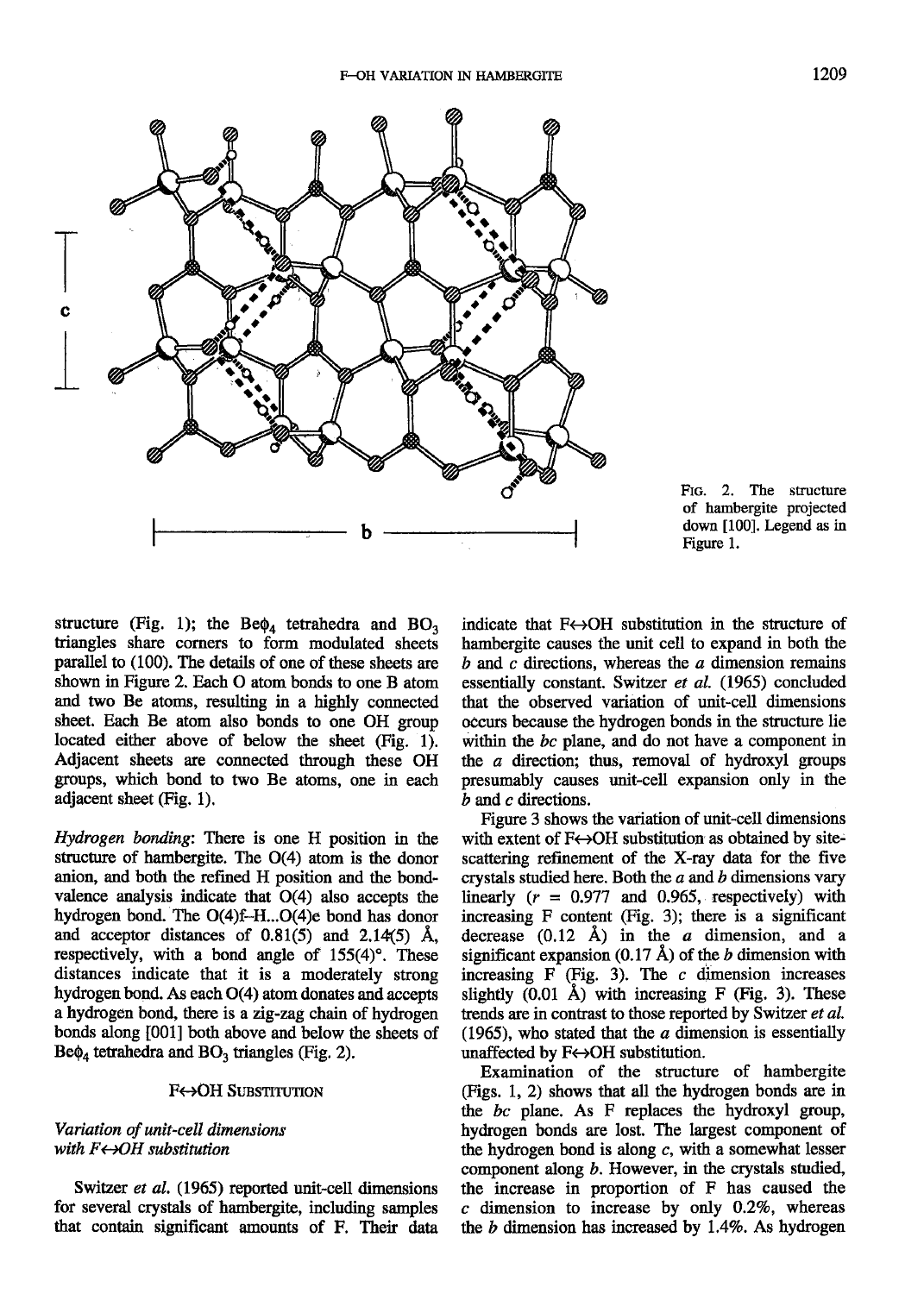FIG. 2. The structure of hambergite projected down [100]. Legend as in Figure 1.

structure (Fig. 1); the $Be\phi_4$ tetrahedra and $BO_3$ triangles share corners to form modulated sheets parallel to (100). The details of one of these sheets are shown in Figure 2. Each O atom bonds to one B atom and two Be atoms, resulting in a highly connected sheet. Each Be atom also bonds to one OH group located either above of below the sheet (Fig. 1). Adjacent sheets are connected through these OH groups, which bond to two Be atoms, one in each adjacent sheet (Fig. 1).

*Hydrogen bonding*: There is one H position in the structure of hambergite. The O(4) atom is the donor anion, and both the refined H position and the bond-valence analysis indicate that O(4) also accepts the hydrogen bond. The O(4)f–H...O(4)e bond has donor and acceptor distances of 0.81(5) and 2.14(5) Å, respectively, with a bond angle of 155(4)°. These distances indicate that it is a moderately strong hydrogen bond. As each O(4) atom donates and accepts a hydrogen bond, there is a zig-zag chain of hydrogen bonds along [001] both above and below the sheets of $Be\phi_4$ tetrahedra and $BO_3$ triangles (Fig. 2).

## F↔OH SUBSTITUTION

### *Variation of unit-cell dimensions with F↔OH substitution*

Switzer *et al.* (1965) reported unit-cell dimensions for several crystals of hambergite, including samples that contain significant amounts of F. Their data indicate that F↔OH substitution in the structure of hambergite causes the unit cell to expand in both the *b* and *c* directions, whereas the *a* dimension remains essentially constant. Switzer *et al.* (1965) concluded that the observed variation of unit-cell dimensions occurs because the hydrogen bonds in the structure lie within the *bc* plane, and do not have a component in the *a* direction; thus, removal of hydroxyl groups presumably causes unit-cell expansion only in the *b* and *c* directions.

Figure 3 shows the variation of unit-cell dimensions with extent of F↔OH substitution as obtained by site-scattering refinement of the X-ray data for the five crystals studied here. Both the *a* and *b* dimensions vary linearly ($r$ = 0.977 and 0.965, respectively) with increasing F content (Fig. 3); there is a significant decrease (0.12 Å) in the *a* dimension, and a significant expansion (0.17 Å) of the *b* dimension with increasing F (Fig. 3). The *c* dimension increases slightly (0.01 Å) with increasing F (Fig. 3). These trends are in contrast to those reported by Switzer *et al.* (1965), who stated that the *a* dimension is essentially unaffected by F↔OH substitution.

Examination of the structure of hambergite (Figs. 1, 2) shows that all the hydrogen bonds are in the *bc* plane. As F replaces the hydroxyl group, hydrogen bonds are lost. The largest component of the hydrogen bond is along *c*, with a somewhat lesser component along *b*. However, in the crystals studied, the increase in proportion of F has caused the *c* dimension to increase by only 0.2%, whereas the *b* dimension has increased by 1.4%. As hydrogen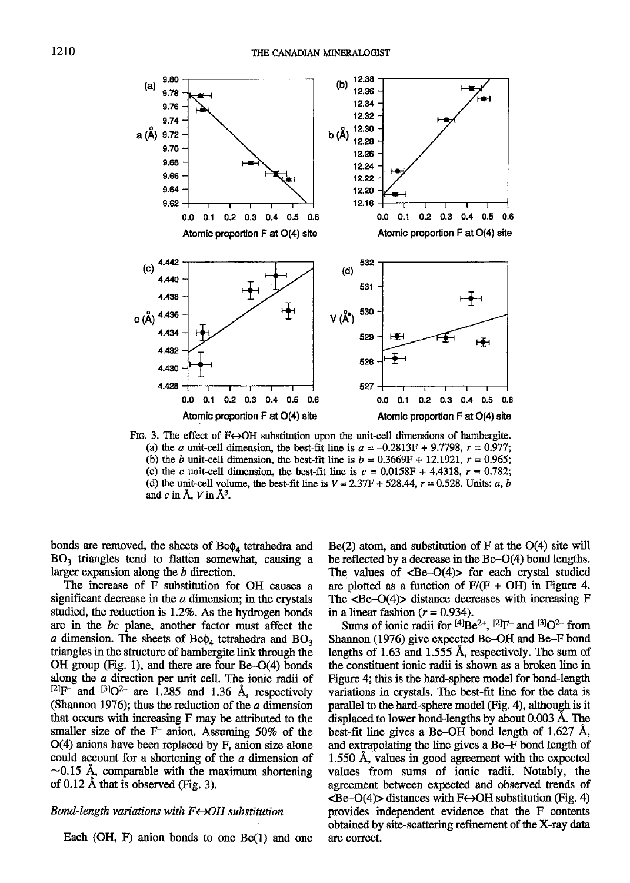FIG. 3. The effect of F↔OH substitution upon the unit-cell dimensions of hambergite. (a) the *a* unit-cell dimension, the best-fit line is $a = -0.2813F + 9.7798$, $r = 0.977$; (b) the *b* unit-cell dimension, the best-fit line is $b = 0.3669F + 12.1921$, $r = 0.965$; (c) the *c* unit-cell dimension, the best-fit line is $c = 0.0158F + 4.4318$, $r = 0.782$; (d) the unit-cell volume, the best-fit line is $V = 2.37F + 528.44$, $r = 0.528$. Units: *a*, *b* and *c* in Å, *V* in Å$^3$.

bonds are removed, the sheets of $Be\phi_4$ tetrahedra and $BO_3$ triangles tend to flatten somewhat, causing a larger expansion along the *b* direction.

The increase of F substitution for OH causes a significant decrease in the *a* dimension; in the crystals studied, the reduction is 1.2%. As the hydrogen bonds are in the *bc* plane, another factor must affect the *a* dimension. The sheets of $Be\phi_4$ tetrahedra and $BO_3$ triangles in the structure of hambergite link through the OH group (Fig. 1), and there are four Be–O(4) bonds along the *a* direction per unit cell. The ionic radii of $^{[2]}F^-$ and $^{[3]}O^{2-}$ are 1.285 and 1.36 Å, respectively (Shannon 1976); thus the reduction of the *a* dimension that occurs with increasing F may be attributed to the smaller size of the $F^-$ anion. Assuming 50% of the O(4) anions have been replaced by F, anion size alone could account for a shortening of the *a* dimension of ~0.15 Å, comparable with the maximum shortening of 0.12 Å that is observed (Fig. 3).

### *Bond-length variations with F↔OH substitution*

Each (OH, F) anion bonds to one Be(1) and one Be(2) atom, and substitution of F at the O(4) site will be reflected by a decrease in the Be–O(4) bond lengths. The values of <Be–O(4)> for each crystal studied are plotted as a function of F/(F + OH) in Figure 4. The <Be–O(4)> distance decreases with increasing F in a linear fashion ($r = 0.934$).

Sums of ionic radii for $^{[4]}Be^{2+}$, $^{[2]}F^-$ and $^{[3]}O^{2-}$ from Shannon (1976) give expected Be–OH and Be–F bond lengths of 1.63 and 1.555 Å, respectively. The sum of the constituent ionic radii is shown as a broken line in Figure 4; this is the hard-sphere model for bond-length variations in crystals. The best-fit line for the data is parallel to the hard-sphere model (Fig. 4), although is it displaced to lower bond-lengths by about 0.003 Å. The best-fit line gives a Be–OH bond length of 1.627 Å, and extrapolating the line gives a Be–F bond length of 1.550 Å, values in good agreement with the expected values from sums of ionic radii. Notably, the agreement between expected and observed trends of <Be–O(4)> distances with F↔OH substitution (Fig. 4) provides independent evidence that the F contents obtained by site-scattering refinement of the X-ray data are correct.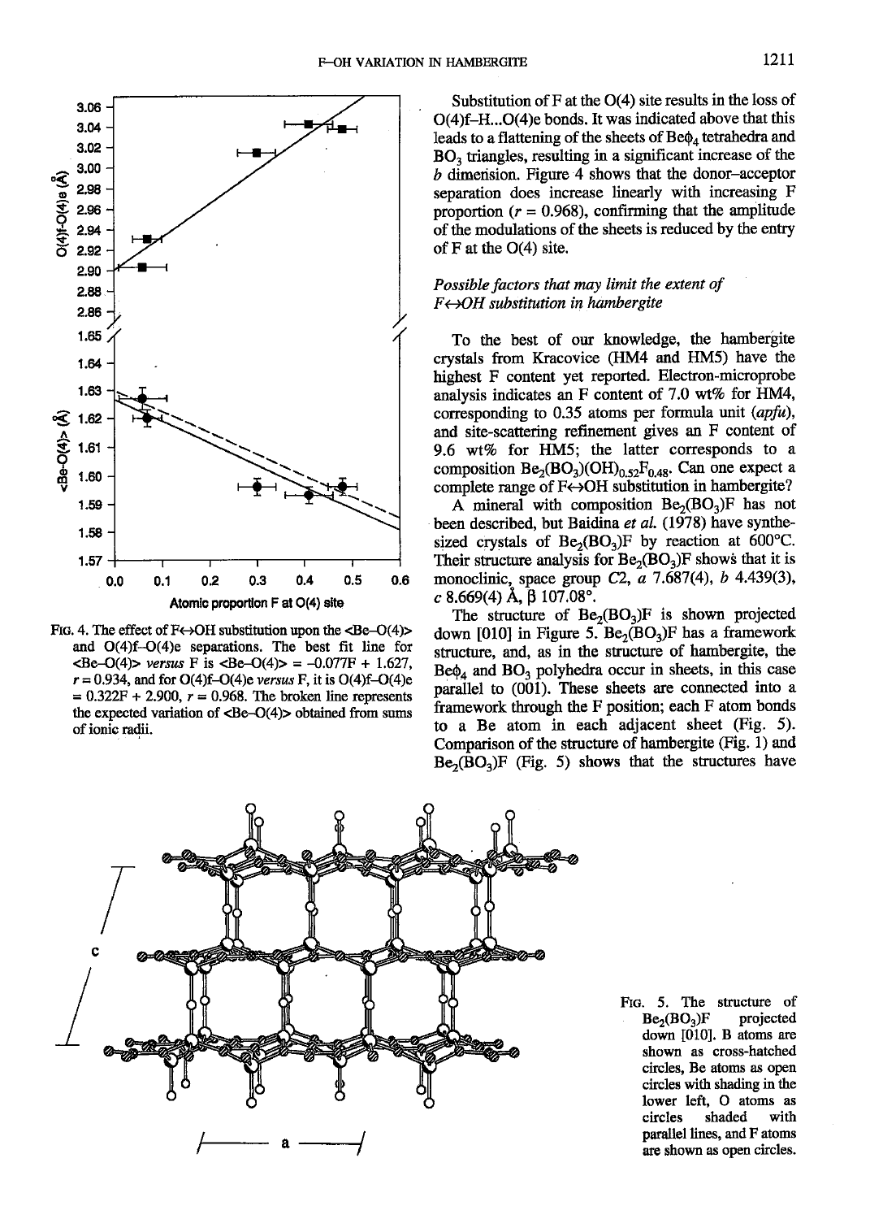FIG. 4. The effect of F↔OH substitution upon the <Be–O(4)> and O(4)f–O(4)e separations. The best fit line for <Be–O(4)> *versus* F is <Be–O(4)> = –0.077F + 1.627, $r = 0.934$, and for O(4)f–O(4)e *versus* F, it is O(4)f–O(4)e = 0.322F + 2.900, $r = 0.968$. The broken line represents the expected variation of <Be–O(4)> obtained from sums of ionic radii.

Substitution of F at the O(4) site results in the loss of O(4)f–H...O(4)e bonds. It was indicated above that this leads to a flattening of the sheets of $Be\phi_4$ tetrahedra and $BO_3$ triangles, resulting in a significant increase of the *b* dimension. Figure 4 shows that the donor–acceptor separation does increase linearly with increasing F proportion ($r = 0.968$), confirming that the amplitude of the modulations of the sheets is reduced by the entry of F at the O(4) site.

### *Possible factors that may limit the extent of F↔OH substitution in hambergite*

To the best of our knowledge, the hambergite crystals from Kracovice (HM4 and HM5) have the highest F content yet reported. Electron-microprobe analysis indicates an F content of 7.0 wt% for HM4, corresponding to 0.35 atoms per formula unit (*apfu*), and site-scattering refinement gives an F content of 9.6 wt% for HM5; the latter corresponds to a composition $Be_2(BO_3)(OH)_{0.52}F_{0.48}$. Can one expect a complete range of F↔OH substitution in hambergite?

A mineral with composition $Be_2(BO_3)F$ has not been described, but Baidina *et al.* (1978) have synthesized crystals of $Be_2(BO_3)F$ by reaction at 600°C. Their structure analysis for $Be_2(BO_3)F$ shows that it is monoclinic, space group *C*2, *a* 7.687(4), *b* 4.439(3), *c* 8.669(4) Å, β 107.08°.

The structure of $Be_2(BO_3)F$ is shown projected down [010] in Figure 5. $Be_2(BO_3)F$ has a framework structure, and, as in the structure of hambergite, the $Be\phi_4$ and $BO_3$ polyhedra occur in sheets, in this case parallel to (001). These sheets are connected into a framework through the F position; each F atom bonds to a Be atom in each adjacent sheet (Fig. 5). Comparison of the structure of hambergite (Fig. 1) and $Be_2(BO_3)F$ (Fig. 5) shows that the structures have

FIG. 5. The structure of $Be_2(BO_3)F$ projected down [010]. B atoms are shown as cross-hatched circles, Be atoms as open circles with shading in the lower left, O atoms as circles shaded with parallel lines, and F atoms are shown as open circles.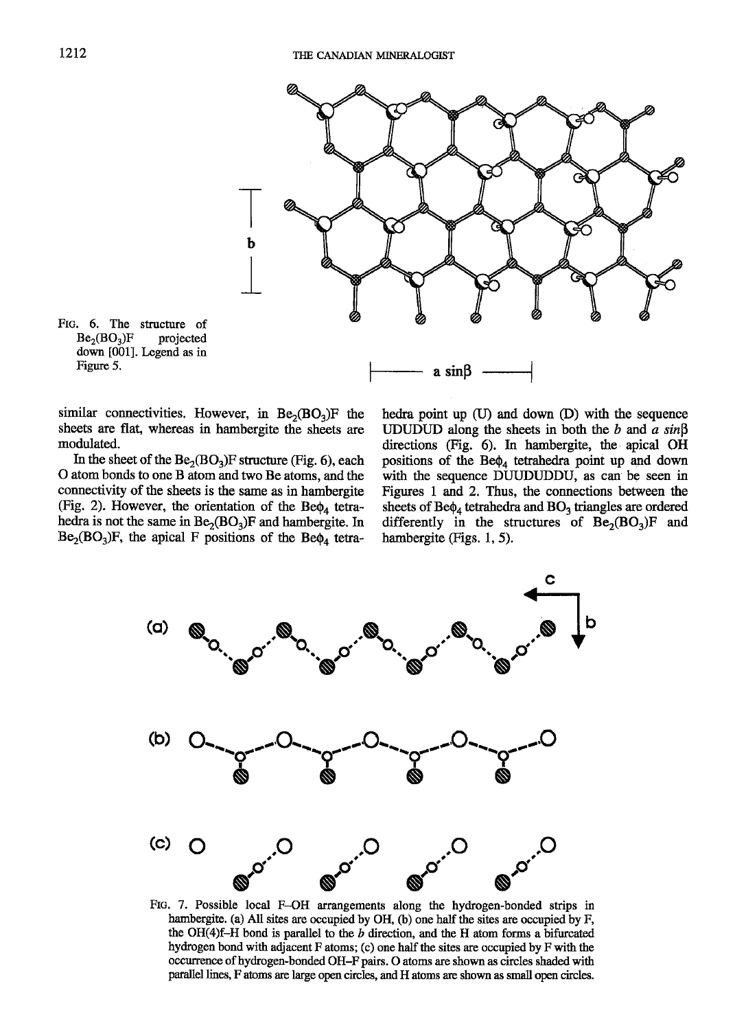FIG. 6. The structure of $Be_2(BO_3)F$ projected down [001]. Legend as in Figure 5.

similar connectivities. However, in $Be_2(BO_3)F$ the sheets are flat, whereas in hambergite the sheets are modulated.

In the sheet of the $Be_2(BO_3)F$ structure (Fig. 6), each O atom bonds to one B atom and two Be atoms, and the connectivity of the sheets is the same as in hambergite (Fig. 2). However, the orientation of the $Be\phi_4$ tetrahedra is not the same in $Be_2(BO_3)F$ and hambergite. In $Be_2(BO_3)F$, the apical F positions of the $Be\phi_4$ tetrahedra point up (U) and down (D) with the sequence UDUDUD along the sheets in both the *b* and *a sin*β directions (Fig. 6). In hambergite, the apical OH positions of the $Be\phi_4$ tetrahedra point up and down with the sequence DUUDUDDU, as can be seen in Figures 1 and 2. Thus, the connections between the sheets of $Be\phi_4$ tetrahedra and $BO_3$ triangles are ordered differently in the structures of $Be_2(BO_3)F$ and hambergite (Figs. 1, 5).

FIG. 7. Possible local F–OH arrangements along the hydrogen-bonded strips in hambergite. (a) All sites are occupied by OH, (b) one half the sites are occupied by F, the OH(4)f–H bond is parallel to the *b* direction, and the H atom forms a bifurcated hydrogen bond with adjacent F atoms; (c) one half the sites are occupied by F with the occurrence of hydrogen-bonded OH–F pairs. O atoms are shown as circles shaded with parallel lines, F atoms are large open circles, and H atoms are shown as small open circles.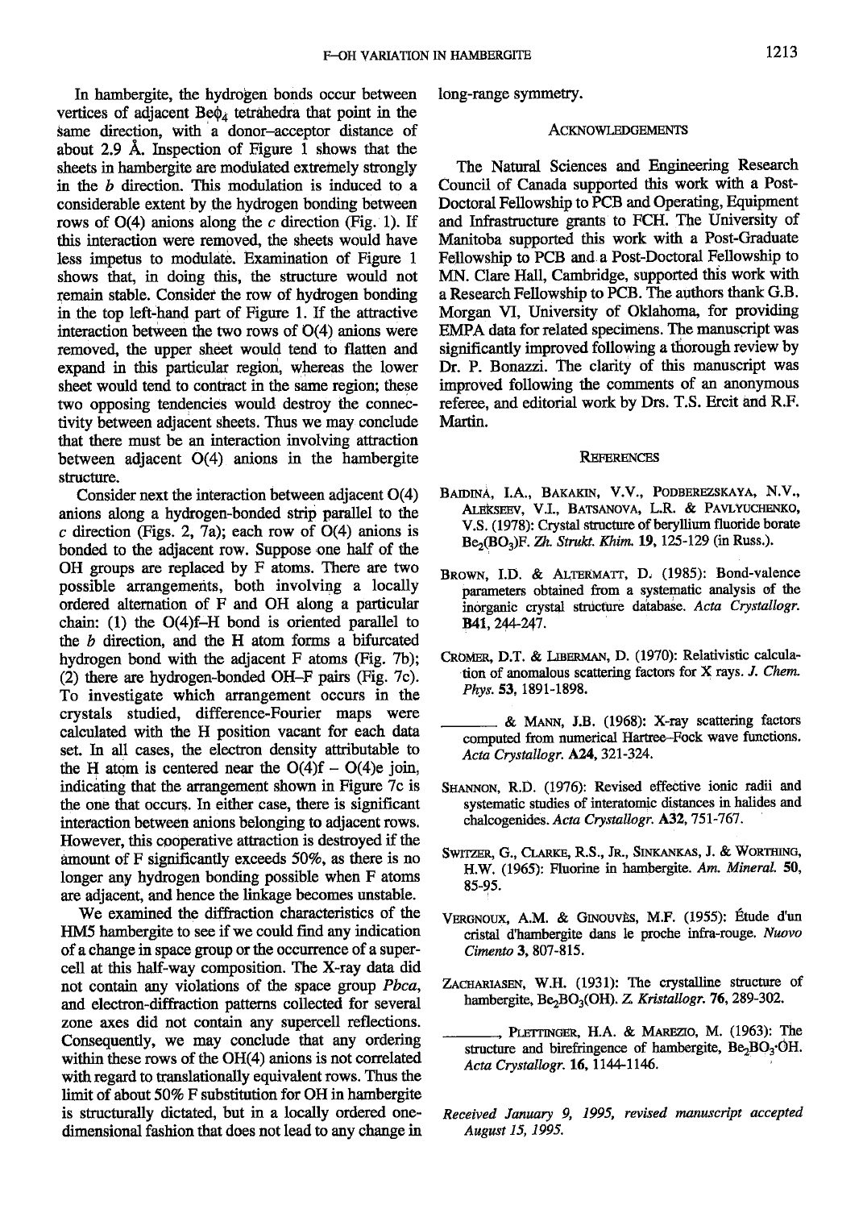In hambergite, the hydrogen bonds occur between vertices of adjacent Be$\phi_4$ tetrahedra that point in the same direction, with a donor–acceptor distance of about 2.9 Å. Inspection of Figure 1 shows that the sheets in hambergite are modulated extremely strongly in the *b* direction. This modulation is induced to a considerable extent by the hydrogen bonding between rows of O(4) anions along the *c* direction (Fig. 1). If this interaction were removed, the sheets would have less impetus to modulate. Examination of Figure 1 shows that, in doing this, the structure would not remain stable. Consider the row of hydrogen bonding in the top left-hand part of Figure 1. If the attractive interaction between the two rows of O(4) anions were removed, the upper sheet would tend to flatten and expand in this particular region, whereas the lower sheet would tend to contract in the same region; these two opposing tendencies would destroy the connectivity between adjacent sheets. Thus we may conclude that there must be an interaction involving attraction between adjacent O(4) anions in the hambergite structure.

Consider next the interaction between adjacent O(4) anions along a hydrogen-bonded strip parallel to the *c* direction (Figs. 2, 7a); each row of O(4) anions is bonded to the adjacent row. Suppose one half of the OH groups are replaced by F atoms. There are two possible arrangements, both involving a locally ordered alternation of F and OH along a particular chain: (1) the O(4)f–H bond is oriented parallel to the *b* direction, and the H atom forms a bifurcated hydrogen bond with the adjacent F atoms (Fig. 7b); (2) there are hydrogen-bonded OH–F pairs (Fig. 7c). To investigate which arrangement occurs in the crystals studied, difference-Fourier maps were calculated with the H position vacant for each data set. In all cases, the electron density attributable to the H atom is centered near the O(4)f – O(4)e join, indicating that the arrangement shown in Figure 7c is the one that occurs. In either case, there is significant interaction between anions belonging to adjacent rows. However, this cooperative attraction is destroyed if the amount of F significantly exceeds 50%, as there is no longer any hydrogen bonding possible when F atoms are adjacent, and hence the linkage becomes unstable.

We examined the diffraction characteristics of the HM5 hambergite to see if we could find any indication of a change in space group or the occurrence of a supercell at this half-way composition. The X-ray data did not contain any violations of the space group *Pbca*, and electron-diffraction patterns collected for several zone axes did not contain any supercell reflections. Consequently, we may conclude that any ordering within these rows of the OH(4) anions is not correlated with regard to translationally equivalent rows. Thus the limit of about 50% F substitution for OH in hambergite is structurally dictated, but in a locally ordered one-dimensional fashion that does not lead to any change in long-range symmetry.

## Acknowledgements

The Natural Sciences and Engineering Research Council of Canada supported this work with a Post-Doctoral Fellowship to PCB and Operating, Equipment and Infrastructure grants to FCH. The University of Manitoba supported this work with a Post-Graduate Fellowship to PCB and a Post-Doctoral Fellowship to MN. Clare Hall, Cambridge, supported this work with a Research Fellowship to PCB. The authors thank G.B. Morgan VI, University of Oklahoma, for providing EMPA data for related specimens. The manuscript was significantly improved following a thorough review by Dr. P. Bonazzi. The clarity of this manuscript was improved following the comments of an anonymous referee, and editorial work by Drs. T.S. Ercit and R.F. Martin.

## References

Baidina, I.A., Bakakin, V.V., Podberezskaya, N.V., Alekseev, V.I., Batsanova, L.R. & Pavlyuchenko, V.S. (1978): Crystal structure of beryllium fluoride borate $Be_2(BO_3)F$. *Zh. Strukt. Khim.* **19**, 125-129 (in Russ.).

Brown, I.D. & Altermatt, D. (1985): Bond-valence parameters obtained from a systematic analysis of the inorganic crystal structure database. *Acta Crystallogr.* **B41**, 244-247.

Cromer, D.T. & Liberman, D. (1970): Relativistic calculation of anomalous scattering factors for X rays. *J. Chem. Phys.* **53**, 1891-1898.

________ & Mann, J.B. (1968): X-ray scattering factors computed from numerical Hartree–Fock wave functions. *Acta Crystallogr.* **A24**, 321-324.

Shannon, R.D. (1976): Revised effective ionic radii and systematic studies of interatomic distances in halides and chalcogenides. *Acta Crystallogr.* **A32**, 751-767.

Switzer, G., Clarke, R.S., Jr., Sinkankas, J. & Worthing, H.W. (1965): Fluorine in hambergite. *Am. Mineral.* **50**, 85-95.

Vergnoux, A.M. & Ginouvès, M.F. (1955): Étude d'un cristal d'hambergite dans le proche infra-rouge. *Nuovo Cimento* **3**, 807-815.

Zachariasen, W.H. (1931): The crystalline structure of hambergite, $Be_2BO_3(OH)$. *Z. Kristallogr.* **76**, 289-302.

________, Plettinger, H.A. & Marezio, M. (1963): The structure and birefringence of hambergite, $Be_2BO_3{\cdot}OH$. *Acta Crystallogr.* **16**, 1144-1146.

*Received January 9, 1995, revised manuscript accepted August 15, 1995.*